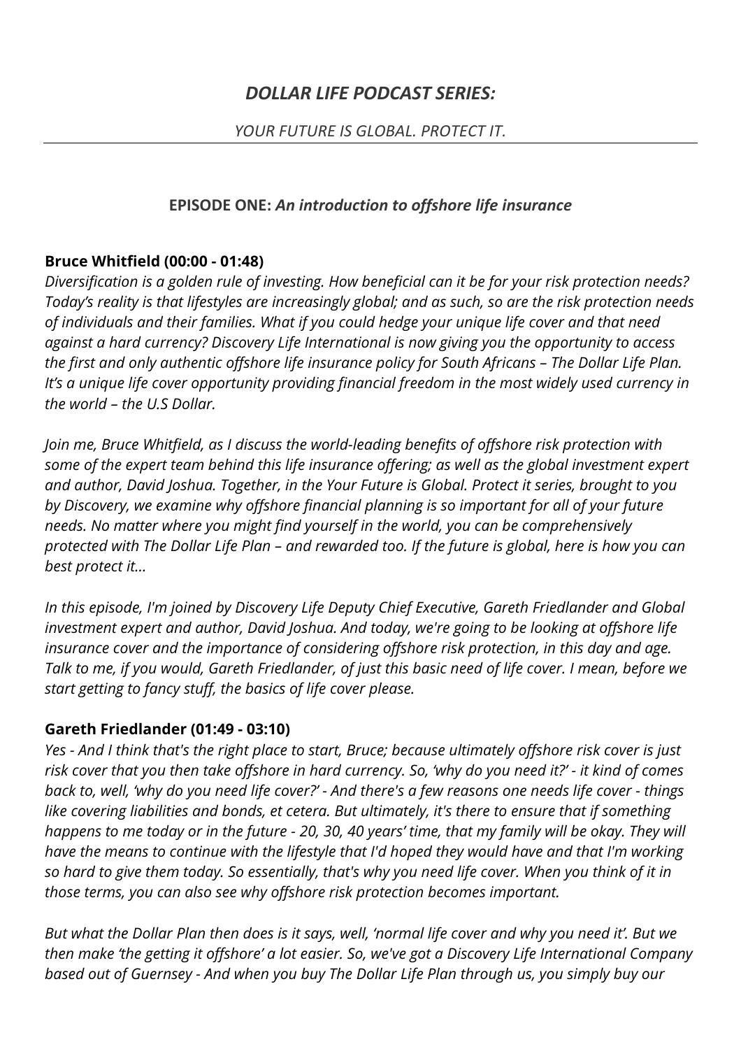# *DOLLAR LIFE PODCAST SERIES:*

*YOUR FUTURE IS GLOBAL. PROTECT IT.*

---

## EPISODE ONE: *An introduction to offshore life insurance*

**Bruce Whitfield (00:00 - 01:48)**

*Diversification is a golden rule of investing. How beneficial can it be for your risk protection needs? Today's reality is that lifestyles are increasingly global; and as such, so are the risk protection needs of individuals and their families. What if you could hedge your unique life cover and that need against a hard currency? Discovery Life International is now giving you the opportunity to access the first and only authentic offshore life insurance policy for South Africans – The Dollar Life Plan. It's a unique life cover opportunity providing financial freedom in the most widely used currency in the world – the U.S Dollar.*

*Join me, Bruce Whitfield, as I discuss the world-leading benefits of offshore risk protection with some of the expert team behind this life insurance offering; as well as the global investment expert and author, David Joshua. Together, in the Your Future is Global. Protect it series, brought to you by Discovery, we examine why offshore financial planning is so important for all of your future needs. No matter where you might find yourself in the world, you can be comprehensively protected with The Dollar Life Plan – and rewarded too. If the future is global, here is how you can best protect it...*

*In this episode, I'm joined by Discovery Life Deputy Chief Executive, Gareth Friedlander and Global investment expert and author, David Joshua. And today, we're going to be looking at offshore life insurance cover and the importance of considering offshore risk protection, in this day and age. Talk to me, if you would, Gareth Friedlander, of just this basic need of life cover. I mean, before we start getting to fancy stuff, the basics of life cover please.*

**Gareth Friedlander (01:49 - 03:10)**

*Yes - And I think that's the right place to start, Bruce; because ultimately offshore risk cover is just risk cover that you then take offshore in hard currency. So, 'why do you need it?' - it kind of comes back to, well, 'why do you need life cover?' - And there's a few reasons one needs life cover - things like covering liabilities and bonds, et cetera. But ultimately, it's there to ensure that if something happens to me today or in the future - 20, 30, 40 years' time, that my family will be okay. They will have the means to continue with the lifestyle that I'd hoped they would have and that I'm working so hard to give them today. So essentially, that's why you need life cover. When you think of it in those terms, you can also see why offshore risk protection becomes important.*

*But what the Dollar Plan then does is it says, well, 'normal life cover and why you need it'. But we then make 'the getting it offshore' a lot easier. So, we've got a Discovery Life International Company based out of Guernsey - And when you buy The Dollar Life Plan through us, you simply buy our*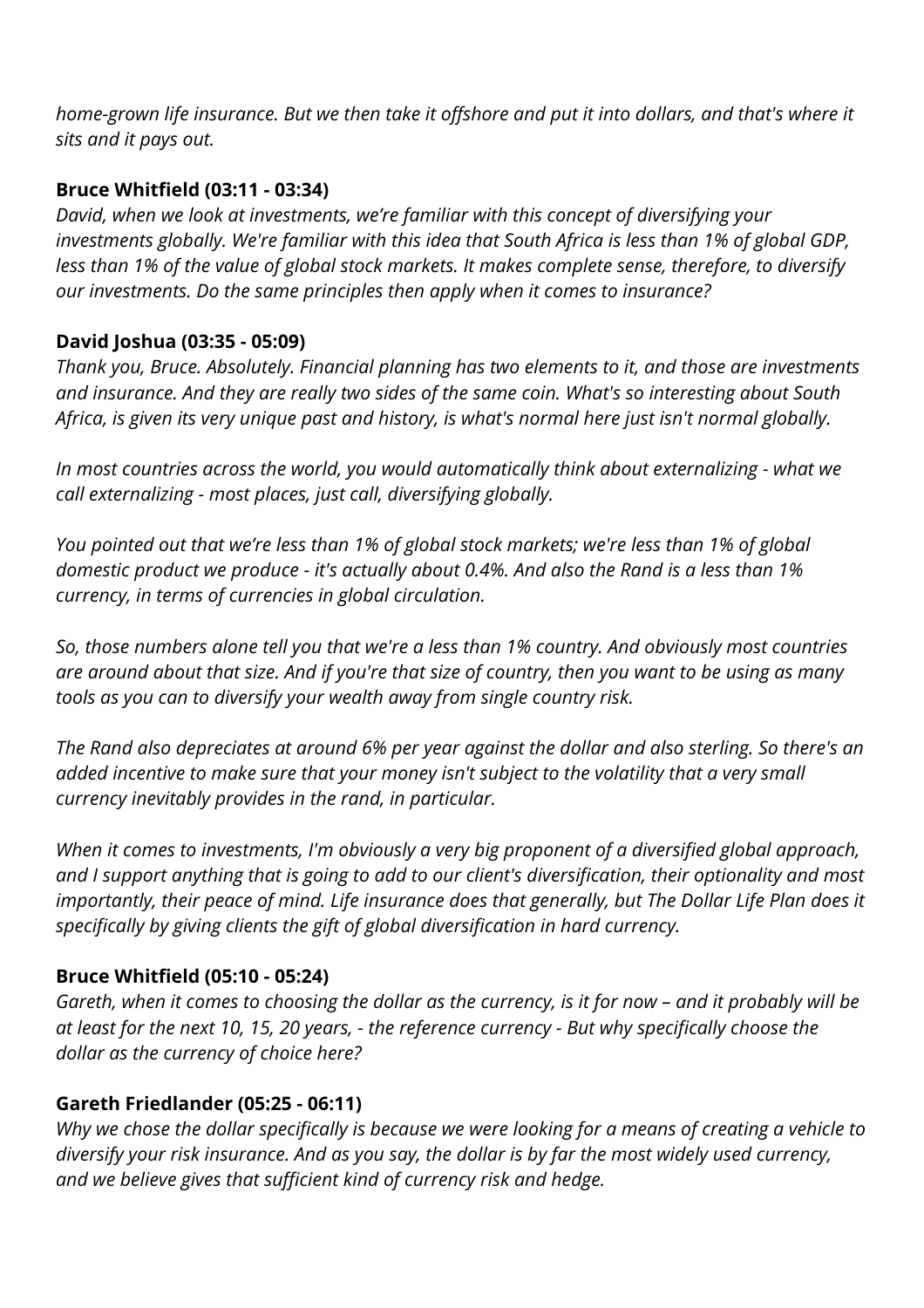*home-grown life insurance. But we then take it offshore and put it into dollars, and that's where it sits and it pays out.*

**Bruce Whitfield (03:11 - 03:34)**

*David, when we look at investments, we're familiar with this concept of diversifying your investments globally. We're familiar with this idea that South Africa is less than 1% of global GDP, less than 1% of the value of global stock markets. It makes complete sense, therefore, to diversify our investments. Do the same principles then apply when it comes to insurance?*

**David Joshua (03:35 - 05:09)**

*Thank you, Bruce. Absolutely. Financial planning has two elements to it, and those are investments and insurance. And they are really two sides of the same coin. What's so interesting about South Africa, is given its very unique past and history, is what's normal here just isn't normal globally.*

*In most countries across the world, you would automatically think about externalizing - what we call externalizing - most places, just call, diversifying globally.*

*You pointed out that we're less than 1% of global stock markets; we're less than 1% of global domestic product we produce - it's actually about 0.4%. And also the Rand is a less than 1% currency, in terms of currencies in global circulation.*

*So, those numbers alone tell you that we're a less than 1% country. And obviously most countries are around about that size. And if you're that size of country, then you want to be using as many tools as you can to diversify your wealth away from single country risk.*

*The Rand also depreciates at around 6% per year against the dollar and also sterling. So there's an added incentive to make sure that your money isn't subject to the volatility that a very small currency inevitably provides in the rand, in particular.*

*When it comes to investments, I'm obviously a very big proponent of a diversified global approach, and I support anything that is going to add to our client's diversification, their optionality and most importantly, their peace of mind. Life insurance does that generally, but The Dollar Life Plan does it specifically by giving clients the gift of global diversification in hard currency.*

**Bruce Whitfield (05:10 - 05:24)**

*Gareth, when it comes to choosing the dollar as the currency, is it for now – and it probably will be at least for the next 10, 15, 20 years, - the reference currency - But why specifically choose the dollar as the currency of choice here?*

**Gareth Friedlander (05:25 - 06:11)**

*Why we chose the dollar specifically is because we were looking for a means of creating a vehicle to diversify your risk insurance. And as you say, the dollar is by far the most widely used currency, and we believe gives that sufficient kind of currency risk and hedge.*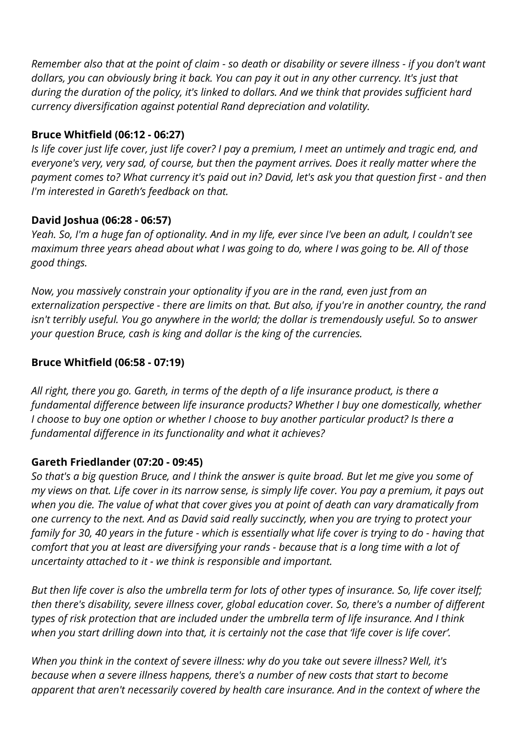*Remember also that at the point of claim - so death or disability or severe illness - if you don't want dollars, you can obviously bring it back. You can pay it out in any other currency. It's just that during the duration of the policy, it's linked to dollars. And we think that provides sufficient hard currency diversification against potential Rand depreciation and volatility.*

**Bruce Whitfield (06:12 - 06:27)**

*Is life cover just life cover, just life cover? I pay a premium, I meet an untimely and tragic end, and everyone's very, very sad, of course, but then the payment arrives. Does it really matter where the payment comes to? What currency it's paid out in? David, let's ask you that question first - and then I'm interested in Gareth's feedback on that.*

**David Joshua (06:28 - 06:57)**

*Yeah. So, I'm a huge fan of optionality. And in my life, ever since I've been an adult, I couldn't see maximum three years ahead about what I was going to do, where I was going to be. All of those good things.*

*Now, you massively constrain your optionality if you are in the rand, even just from an externalization perspective - there are limits on that. But also, if you're in another country, the rand isn't terribly useful. You go anywhere in the world; the dollar is tremendously useful. So to answer your question Bruce, cash is king and dollar is the king of the currencies.*

**Bruce Whitfield (06:58 - 07:19)**

*All right, there you go. Gareth, in terms of the depth of a life insurance product, is there a fundamental difference between life insurance products? Whether I buy one domestically, whether I choose to buy one option or whether I choose to buy another particular product? Is there a fundamental difference in its functionality and what it achieves?*

**Gareth Friedlander (07:20 - 09:45)**

*So that's a big question Bruce, and I think the answer is quite broad. But let me give you some of my views on that. Life cover in its narrow sense, is simply life cover. You pay a premium, it pays out when you die. The value of what that cover gives you at point of death can vary dramatically from one currency to the next. And as David said really succinctly, when you are trying to protect your family for 30, 40 years in the future - which is essentially what life cover is trying to do - having that comfort that you at least are diversifying your rands - because that is a long time with a lot of uncertainty attached to it - we think is responsible and important.*

*But then life cover is also the umbrella term for lots of other types of insurance. So, life cover itself; then there's disability, severe illness cover, global education cover. So, there's a number of different types of risk protection that are included under the umbrella term of life insurance. And I think when you start drilling down into that, it is certainly not the case that 'life cover is life cover'.*

*When you think in the context of severe illness: why do you take out severe illness? Well, it's because when a severe illness happens, there's a number of new costs that start to become apparent that aren't necessarily covered by health care insurance. And in the context of where the*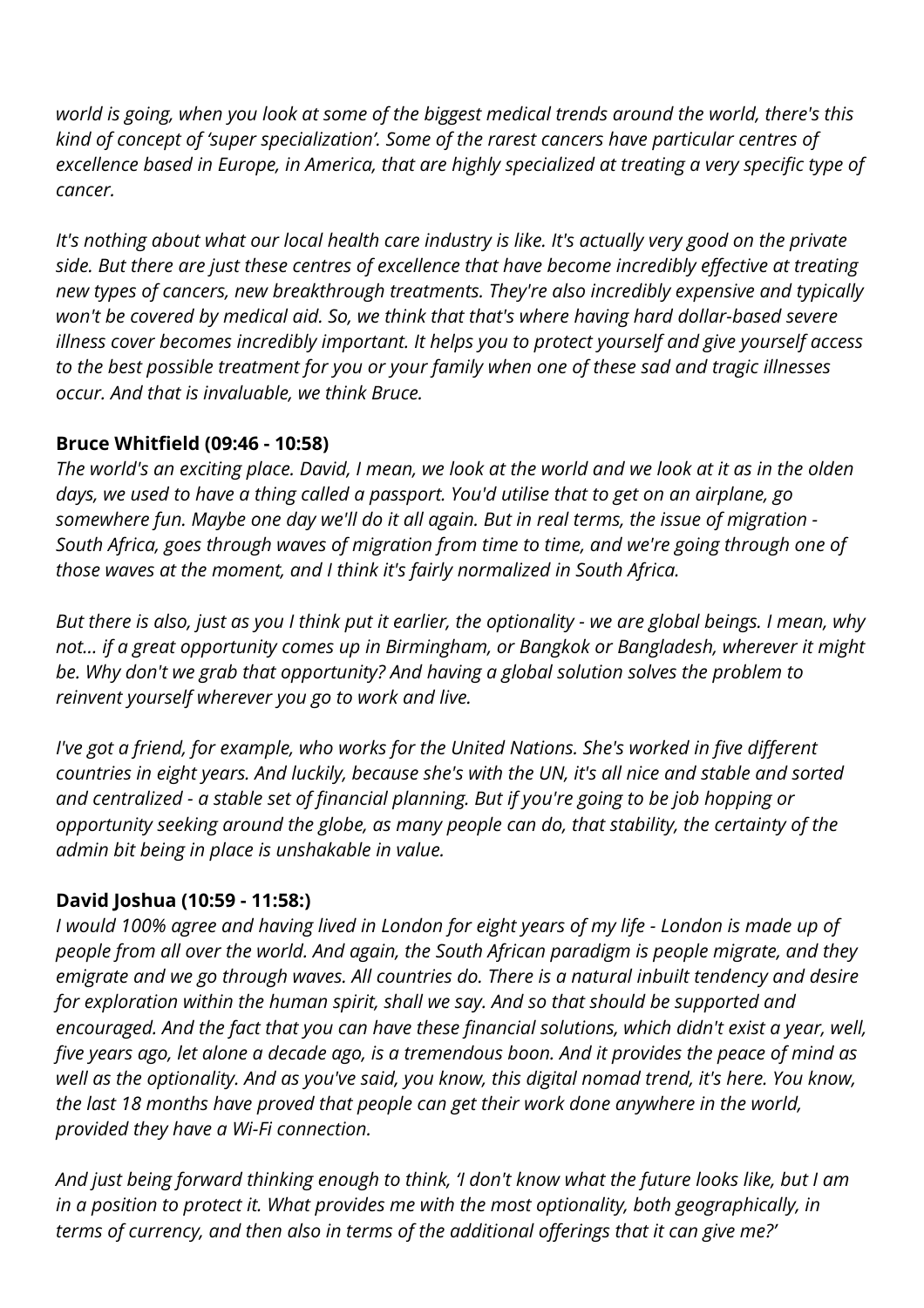*world is going, when you look at some of the biggest medical trends around the world, there's this kind of concept of 'super specialization'. Some of the rarest cancers have particular centres of excellence based in Europe, in America, that are highly specialized at treating a very specific type of cancer.*

*It's nothing about what our local health care industry is like. It's actually very good on the private side. But there are just these centres of excellence that have become incredibly effective at treating new types of cancers, new breakthrough treatments. They're also incredibly expensive and typically won't be covered by medical aid. So, we think that that's where having hard dollar-based severe illness cover becomes incredibly important. It helps you to protect yourself and give yourself access to the best possible treatment for you or your family when one of these sad and tragic illnesses occur. And that is invaluable, we think Bruce.*

**Bruce Whitfield (09:46 - 10:58)**

*The world's an exciting place. David, I mean, we look at the world and we look at it as in the olden days, we used to have a thing called a passport. You'd utilise that to get on an airplane, go somewhere fun. Maybe one day we'll do it all again. But in real terms, the issue of migration - South Africa, goes through waves of migration from time to time, and we're going through one of those waves at the moment, and I think it's fairly normalized in South Africa.*

*But there is also, just as you I think put it earlier, the optionality - we are global beings. I mean, why not... if a great opportunity comes up in Birmingham, or Bangkok or Bangladesh, wherever it might be. Why don't we grab that opportunity? And having a global solution solves the problem to reinvent yourself wherever you go to work and live.*

*I've got a friend, for example, who works for the United Nations. She's worked in five different countries in eight years. And luckily, because she's with the UN, it's all nice and stable and sorted and centralized - a stable set of financial planning. But if you're going to be job hopping or opportunity seeking around the globe, as many people can do, that stability, the certainty of the admin bit being in place is unshakable in value.*

**David Joshua (10:59 - 11:58:)**

*I would 100% agree and having lived in London for eight years of my life - London is made up of people from all over the world. And again, the South African paradigm is people migrate, and they emigrate and we go through waves. All countries do. There is a natural inbuilt tendency and desire for exploration within the human spirit, shall we say. And so that should be supported and encouraged. And the fact that you can have these financial solutions, which didn't exist a year, well, five years ago, let alone a decade ago, is a tremendous boon. And it provides the peace of mind as well as the optionality. And as you've said, you know, this digital nomad trend, it's here. You know, the last 18 months have proved that people can get their work done anywhere in the world, provided they have a Wi-Fi connection.*

*And just being forward thinking enough to think, 'I don't know what the future looks like, but I am in a position to protect it. What provides me with the most optionality, both geographically, in terms of currency, and then also in terms of the additional offerings that it can give me?'*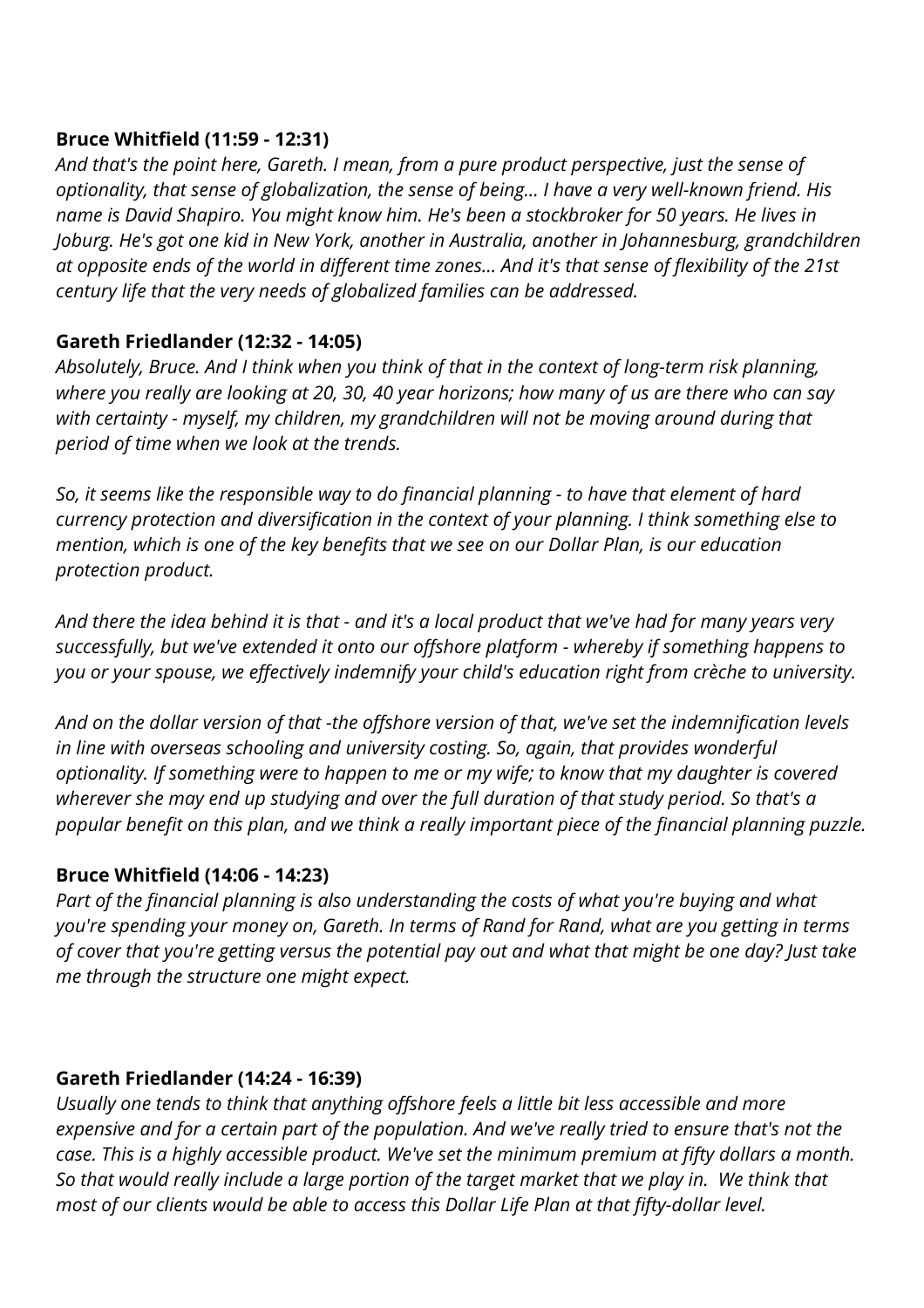**Bruce Whitfield (11:59 - 12:31)**

*And that's the point here, Gareth. I mean, from a pure product perspective, just the sense of optionality, that sense of globalization, the sense of being... I have a very well-known friend. His name is David Shapiro. You might know him. He's been a stockbroker for 50 years. He lives in Joburg. He's got one kid in New York, another in Australia, another in Johannesburg, grandchildren at opposite ends of the world in different time zones... And it's that sense of flexibility of the 21st century life that the very needs of globalized families can be addressed.*

**Gareth Friedlander (12:32 - 14:05)**

*Absolutely, Bruce. And I think when you think of that in the context of long-term risk planning, where you really are looking at 20, 30, 40 year horizons; how many of us are there who can say with certainty - myself, my children, my grandchildren will not be moving around during that period of time when we look at the trends.*

*So, it seems like the responsible way to do financial planning - to have that element of hard currency protection and diversification in the context of your planning. I think something else to mention, which is one of the key benefits that we see on our Dollar Plan, is our education protection product.*

*And there the idea behind it is that - and it's a local product that we've had for many years very successfully, but we've extended it onto our offshore platform - whereby if something happens to you or your spouse, we effectively indemnify your child's education right from crèche to university.*

*And on the dollar version of that -the offshore version of that, we've set the indemnification levels in line with overseas schooling and university costing. So, again, that provides wonderful optionality. If something were to happen to me or my wife; to know that my daughter is covered wherever she may end up studying and over the full duration of that study period. So that's a popular benefit on this plan, and we think a really important piece of the financial planning puzzle.*

**Bruce Whitfield (14:06 - 14:23)**

*Part of the financial planning is also understanding the costs of what you're buying and what you're spending your money on, Gareth. In terms of Rand for Rand, what are you getting in terms of cover that you're getting versus the potential pay out and what that might be one day? Just take me through the structure one might expect.*

**Gareth Friedlander (14:24 - 16:39)**

*Usually one tends to think that anything offshore feels a little bit less accessible and more expensive and for a certain part of the population. And we've really tried to ensure that's not the case. This is a highly accessible product. We've set the minimum premium at fifty dollars a month. So that would really include a large portion of the target market that we play in. We think that most of our clients would be able to access this Dollar Life Plan at that fifty-dollar level.*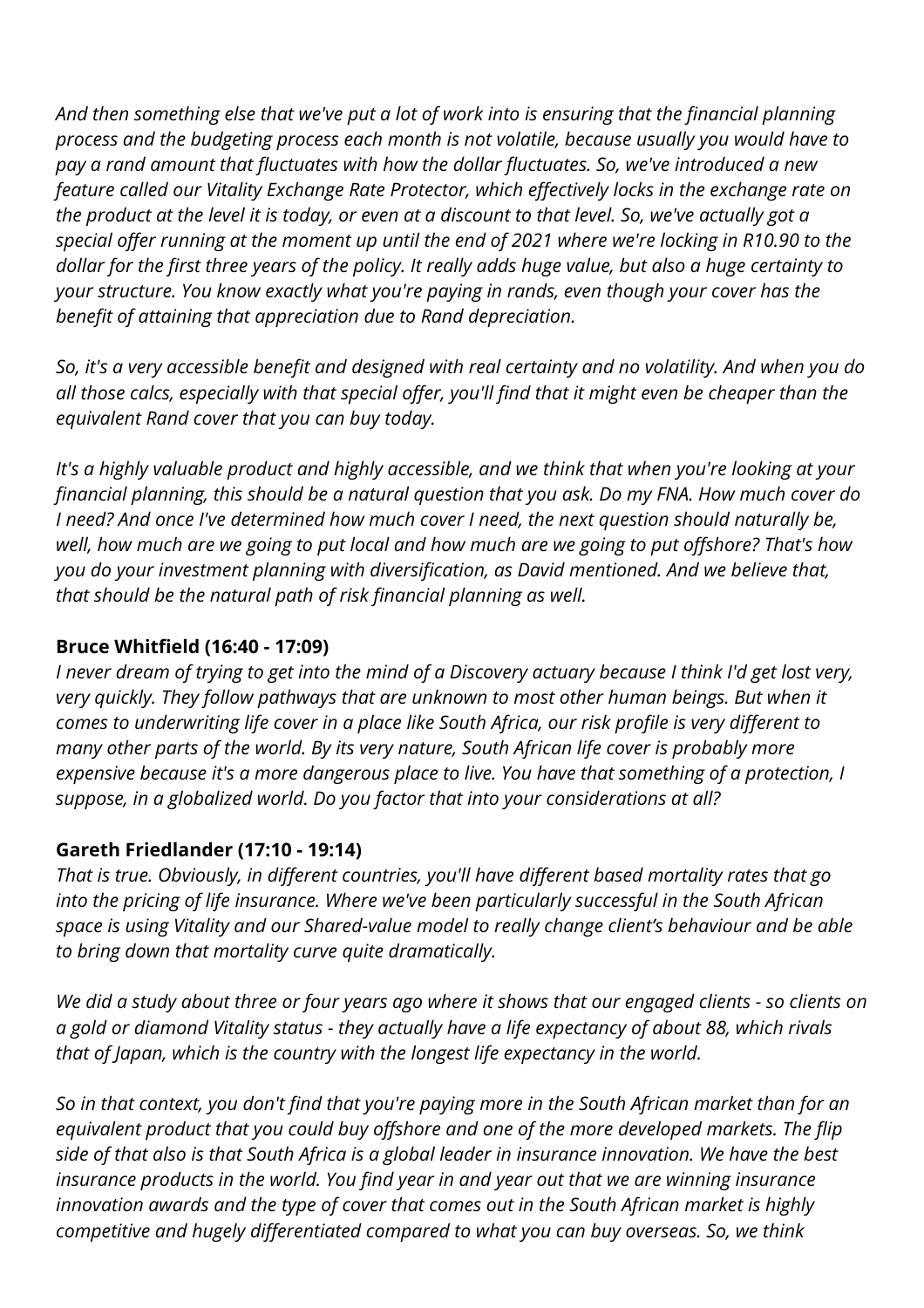*And then something else that we've put a lot of work into is ensuring that the financial planning process and the budgeting process each month is not volatile, because usually you would have to pay a rand amount that fluctuates with how the dollar fluctuates. So, we've introduced a new feature called our Vitality Exchange Rate Protector, which effectively locks in the exchange rate on the product at the level it is today, or even at a discount to that level. So, we've actually got a special offer running at the moment up until the end of 2021 where we're locking in R10.90 to the dollar for the first three years of the policy. It really adds huge value, but also a huge certainty to your structure. You know exactly what you're paying in rands, even though your cover has the benefit of attaining that appreciation due to Rand depreciation.*

*So, it's a very accessible benefit and designed with real certainty and no volatility. And when you do all those calcs, especially with that special offer, you'll find that it might even be cheaper than the equivalent Rand cover that you can buy today.*

*It's a highly valuable product and highly accessible, and we think that when you're looking at your financial planning, this should be a natural question that you ask. Do my FNA. How much cover do I need? And once I've determined how much cover I need, the next question should naturally be, well, how much are we going to put local and how much are we going to put offshore? That's how you do your investment planning with diversification, as David mentioned. And we believe that, that should be the natural path of risk financial planning as well.*

**Bruce Whitfield (16:40 - 17:09)**

*I never dream of trying to get into the mind of a Discovery actuary because I think I'd get lost very, very quickly. They follow pathways that are unknown to most other human beings. But when it comes to underwriting life cover in a place like South Africa, our risk profile is very different to many other parts of the world. By its very nature, South African life cover is probably more expensive because it's a more dangerous place to live. You have that something of a protection, I suppose, in a globalized world. Do you factor that into your considerations at all?*

**Gareth Friedlander (17:10 - 19:14)**

*That is true. Obviously, in different countries, you'll have different based mortality rates that go into the pricing of life insurance. Where we've been particularly successful in the South African space is using Vitality and our Shared-value model to really change client's behaviour and be able to bring down that mortality curve quite dramatically.*

*We did a study about three or four years ago where it shows that our engaged clients - so clients on a gold or diamond Vitality status - they actually have a life expectancy of about 88, which rivals that of Japan, which is the country with the longest life expectancy in the world.*

*So in that context, you don't find that you're paying more in the South African market than for an equivalent product that you could buy offshore and one of the more developed markets. The flip side of that also is that South Africa is a global leader in insurance innovation. We have the best insurance products in the world. You find year in and year out that we are winning insurance innovation awards and the type of cover that comes out in the South African market is highly competitive and hugely differentiated compared to what you can buy overseas. So, we think*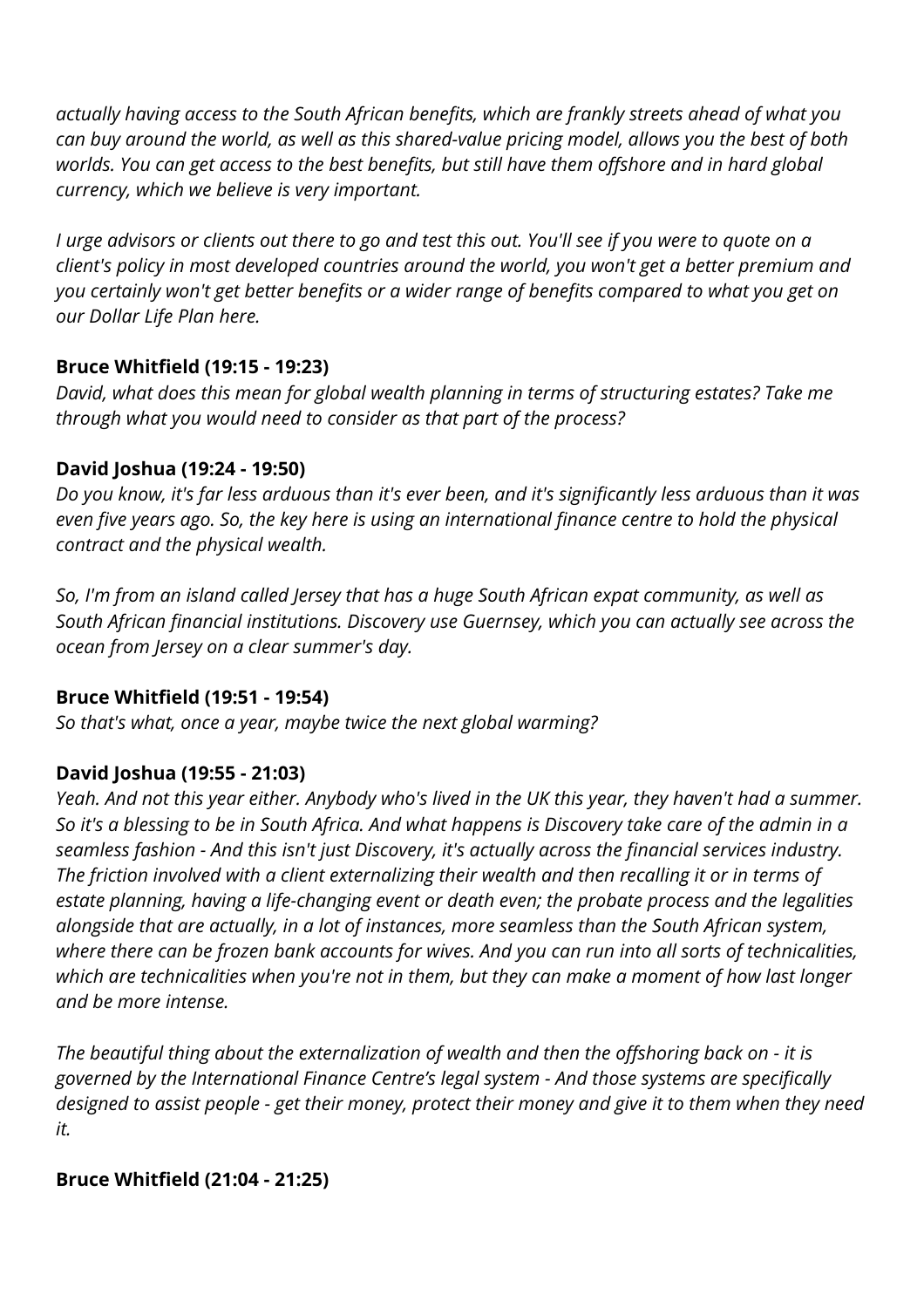*actually having access to the South African benefits, which are frankly streets ahead of what you can buy around the world, as well as this shared-value pricing model, allows you the best of both worlds. You can get access to the best benefits, but still have them offshore and in hard global currency, which we believe is very important.*

*I urge advisors or clients out there to go and test this out. You'll see if you were to quote on a client's policy in most developed countries around the world, you won't get a better premium and you certainly won't get better benefits or a wider range of benefits compared to what you get on our Dollar Life Plan here.*

**Bruce Whitfield (19:15 - 19:23)**
*David, what does this mean for global wealth planning in terms of structuring estates? Take me through what you would need to consider as that part of the process?*

**David Joshua (19:24 - 19:50)**
*Do you know, it's far less arduous than it's ever been, and it's significantly less arduous than it was even five years ago. So, the key here is using an international finance centre to hold the physical contract and the physical wealth.*

*So, I'm from an island called Jersey that has a huge South African expat community, as well as South African financial institutions. Discovery use Guernsey, which you can actually see across the ocean from Jersey on a clear summer's day.*

**Bruce Whitfield (19:51 - 19:54)**
*So that's what, once a year, maybe twice the next global warming?*

**David Joshua (19:55 - 21:03)**
*Yeah. And not this year either. Anybody who's lived in the UK this year, they haven't had a summer. So it's a blessing to be in South Africa. And what happens is Discovery take care of the admin in a seamless fashion - And this isn't just Discovery, it's actually across the financial services industry. The friction involved with a client externalizing their wealth and then recalling it or in terms of estate planning, having a life-changing event or death even; the probate process and the legalities alongside that are actually, in a lot of instances, more seamless than the South African system, where there can be frozen bank accounts for wives. And you can run into all sorts of technicalities, which are technicalities when you're not in them, but they can make a moment of how last longer and be more intense.*

*The beautiful thing about the externalization of wealth and then the offshoring back on - it is governed by the International Finance Centre's legal system - And those systems are specifically designed to assist people - get their money, protect their money and give it to them when they need it.*

**Bruce Whitfield (21:04 - 21:25)**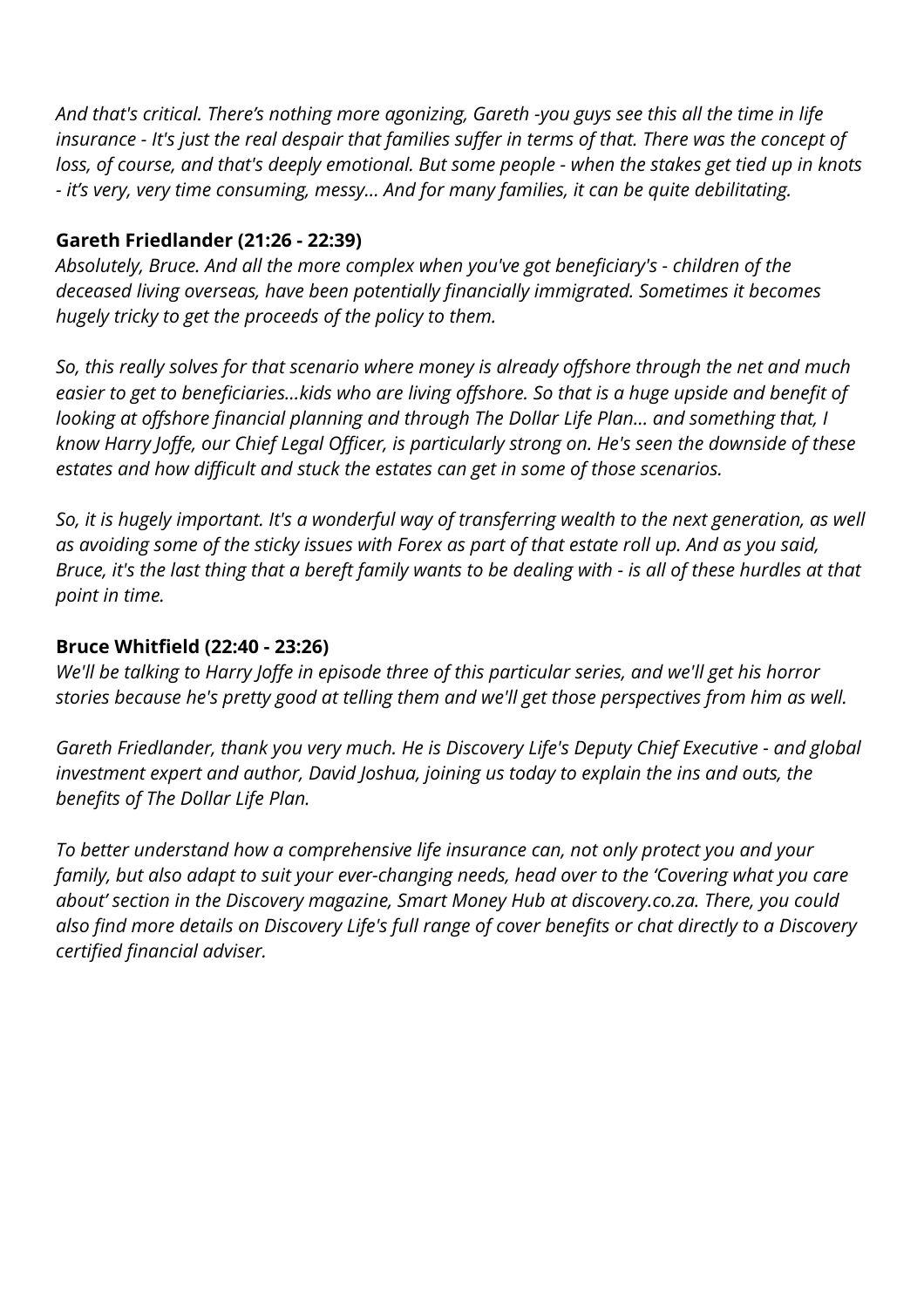*And that's critical. There's nothing more agonizing, Gareth -you guys see this all the time in life insurance - It's just the real despair that families suffer in terms of that. There was the concept of loss, of course, and that's deeply emotional. But some people - when the stakes get tied up in knots - it's very, very time consuming, messy... And for many families, it can be quite debilitating.*

**Gareth Friedlander (21:26 - 22:39)**

*Absolutely, Bruce. And all the more complex when you've got beneficiary's - children of the deceased living overseas, have been potentially financially immigrated. Sometimes it becomes hugely tricky to get the proceeds of the policy to them.*

*So, this really solves for that scenario where money is already offshore through the net and much easier to get to beneficiaries...kids who are living offshore. So that is a huge upside and benefit of looking at offshore financial planning and through The Dollar Life Plan... and something that, I know Harry Joffe, our Chief Legal Officer, is particularly strong on. He's seen the downside of these estates and how difficult and stuck the estates can get in some of those scenarios.*

*So, it is hugely important. It's a wonderful way of transferring wealth to the next generation, as well as avoiding some of the sticky issues with Forex as part of that estate roll up. And as you said, Bruce, it's the last thing that a bereft family wants to be dealing with - is all of these hurdles at that point in time.*

**Bruce Whitfield (22:40 - 23:26)**

*We'll be talking to Harry Joffe in episode three of this particular series, and we'll get his horror stories because he's pretty good at telling them and we'll get those perspectives from him as well.*

*Gareth Friedlander, thank you very much. He is Discovery Life's Deputy Chief Executive - and global investment expert and author, David Joshua, joining us today to explain the ins and outs, the benefits of The Dollar Life Plan.*

*To better understand how a comprehensive life insurance can, not only protect you and your family, but also adapt to suit your ever-changing needs, head over to the 'Covering what you care about' section in the Discovery magazine, Smart Money Hub at discovery.co.za. There, you could also find more details on Discovery Life's full range of cover benefits or chat directly to a Discovery certified financial adviser.*